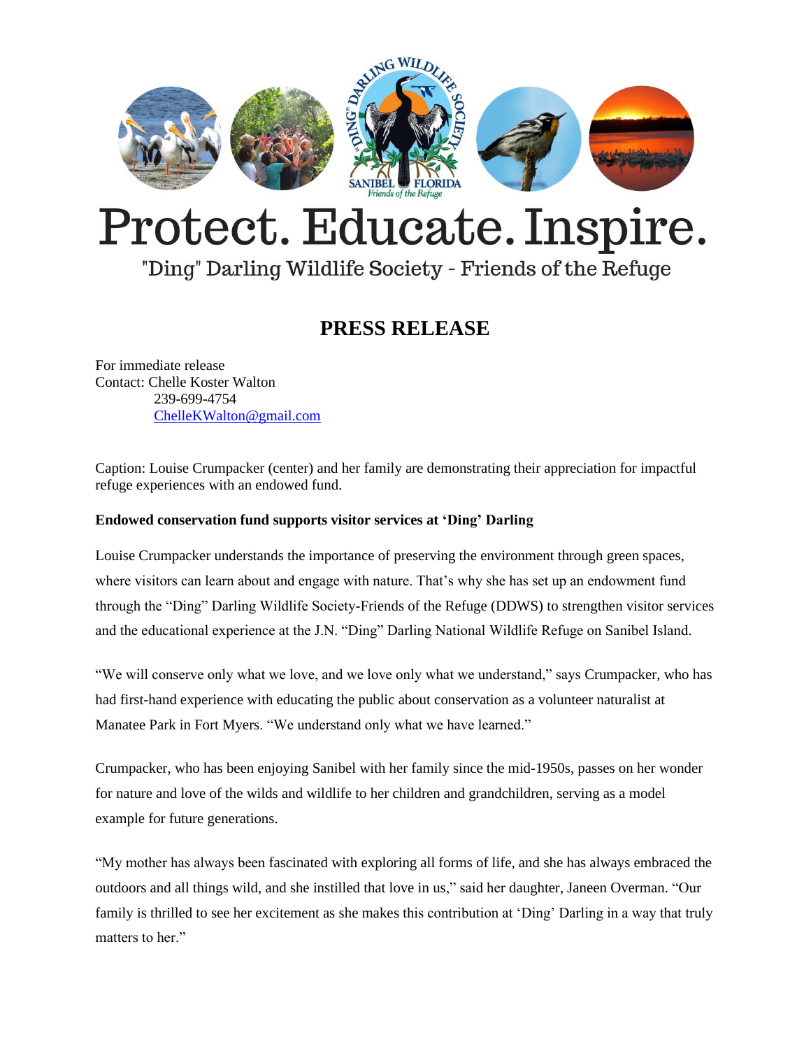# Protect. Educate. Inspire.

"Ding" Darling Wildlife Society - Friends of the Refuge

## PRESS RELEASE

For immediate release
Contact: Chelle Koster Walton
239-699-4754
ChelleKWalton@gmail.com

Caption: Louise Crumpacker (center) and her family are demonstrating their appreciation for impactful refuge experiences with an endowed fund.

**Endowed conservation fund supports visitor services at 'Ding' Darling**

Louise Crumpacker understands the importance of preserving the environment through green spaces, where visitors can learn about and engage with nature. That's why she has set up an endowment fund through the "Ding" Darling Wildlife Society-Friends of the Refuge (DDWS) to strengthen visitor services and the educational experience at the J.N. "Ding" Darling National Wildlife Refuge on Sanibel Island.

"We will conserve only what we love, and we love only what we understand," says Crumpacker, who has had first-hand experience with educating the public about conservation as a volunteer naturalist at Manatee Park in Fort Myers. "We understand only what we have learned."

Crumpacker, who has been enjoying Sanibel with her family since the mid-1950s, passes on her wonder for nature and love of the wilds and wildlife to her children and grandchildren, serving as a model example for future generations.

"My mother has always been fascinated with exploring all forms of life, and she has always embraced the outdoors and all things wild, and she instilled that love in us," said her daughter, Janeen Overman. "Our family is thrilled to see her excitement as she makes this contribution at 'Ding' Darling in a way that truly matters to her."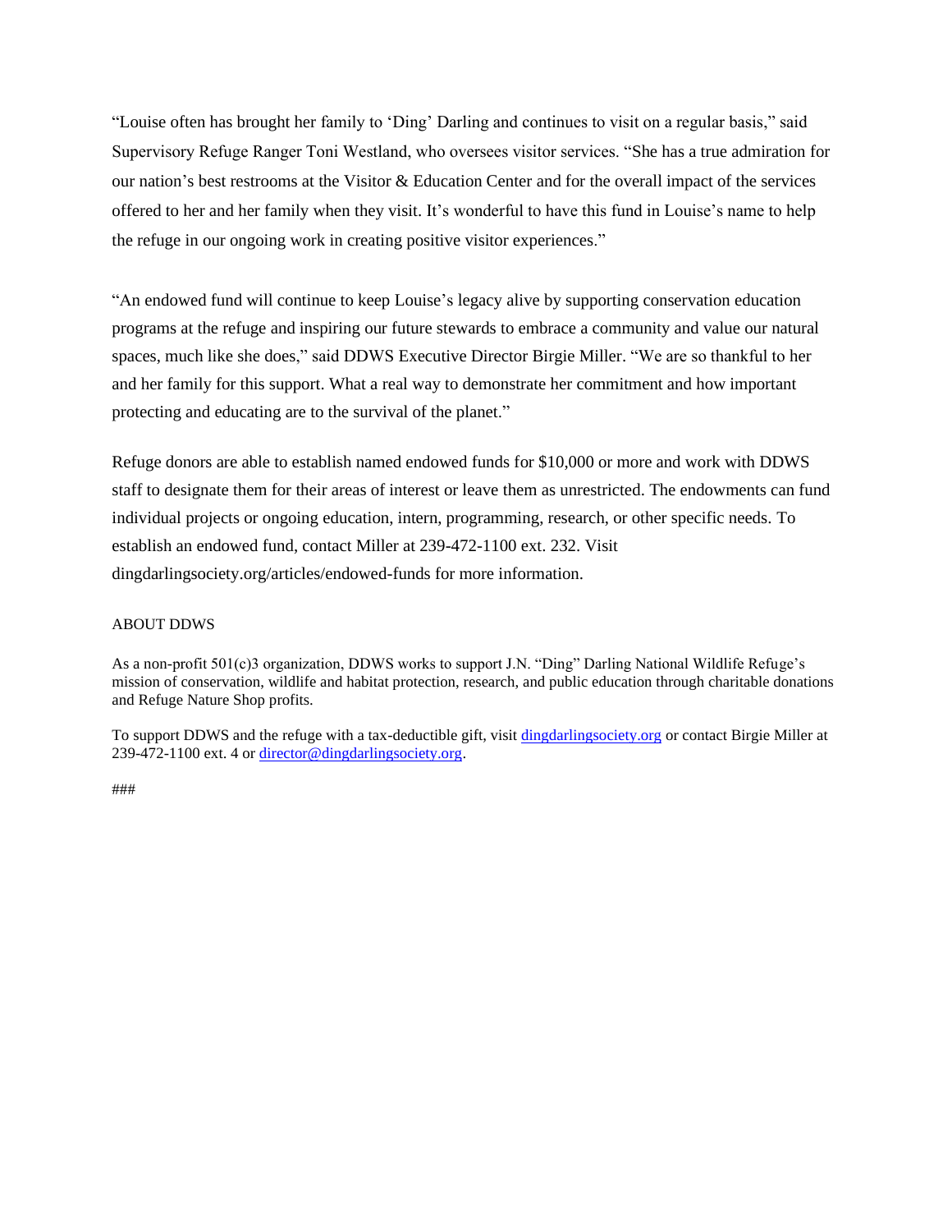"Louise often has brought her family to 'Ding' Darling and continues to visit on a regular basis," said Supervisory Refuge Ranger Toni Westland, who oversees visitor services. "She has a true admiration for our nation's best restrooms at the Visitor & Education Center and for the overall impact of the services offered to her and her family when they visit. It's wonderful to have this fund in Louise's name to help the refuge in our ongoing work in creating positive visitor experiences."

"An endowed fund will continue to keep Louise's legacy alive by supporting conservation education programs at the refuge and inspiring our future stewards to embrace a community and value our natural spaces, much like she does," said DDWS Executive Director Birgie Miller. "We are so thankful to her and her family for this support. What a real way to demonstrate her commitment and how important protecting and educating are to the survival of the planet."

Refuge donors are able to establish named endowed funds for $10,000 or more and work with DDWS staff to designate them for their areas of interest or leave them as unrestricted. The endowments can fund individual projects or ongoing education, intern, programming, research, or other specific needs. To establish an endowed fund, contact Miller at 239-472-1100 ext. 232. Visit dingdarlingsociety.org/articles/endowed-funds for more information.

ABOUT DDWS

As a non-profit 501(c)3 organization, DDWS works to support J.N. "Ding" Darling National Wildlife Refuge's mission of conservation, wildlife and habitat protection, research, and public education through charitable donations and Refuge Nature Shop profits.

To support DDWS and the refuge with a tax-deductible gift, visit [dingdarlingsociety.org](http://dingdarlingsociety.org) or contact Birgie Miller at 239-472-1100 ext. 4 or [director@dingdarlingsociety.org](mailto:director@dingdarlingsociety.org).

###